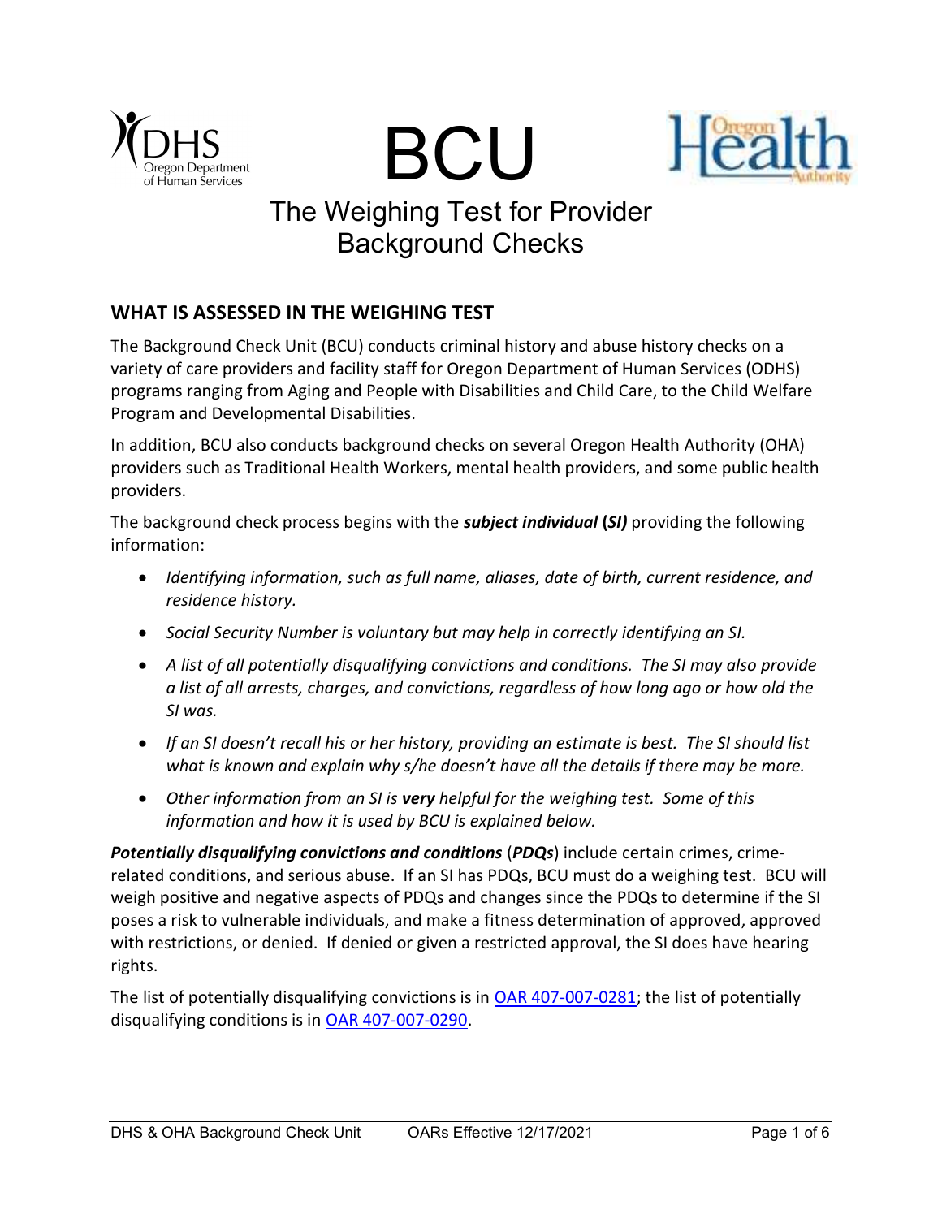BCU

# The Weighing Test for Provider Background Checks

## WHAT IS ASSESSED IN THE WEIGHING TEST

The Background Check Unit (BCU) conducts criminal history and abuse history checks on a variety of care providers and facility staff for Oregon Department of Human Services (ODHS) programs ranging from Aging and People with Disabilities and Child Care, to the Child Welfare Program and Developmental Disabilities.

In addition, BCU also conducts background checks on several Oregon Health Authority (OHA) providers such as Traditional Health Workers, mental health providers, and some public health providers.

The background check process begins with the ***subject individual*** **(*SI)*** providing the following information:

- *Identifying information, such as full name, aliases, date of birth, current residence, and residence history.*
- *Social Security Number is voluntary but may help in correctly identifying an SI.*
- *A list of all potentially disqualifying convictions and conditions. The SI may also provide a list of all arrests, charges, and convictions, regardless of how long ago or how old the SI was.*
- *If an SI doesn't recall his or her history, providing an estimate is best. The SI should list what is known and explain why s/he doesn't have all the details if there may be more.*
- *Other information from an SI is* ***very*** *helpful for the weighing test. Some of this information and how it is used by BCU is explained below.*

***Potentially disqualifying convictions and conditions*** (***PDQs***) include certain crimes, crime-related conditions, and serious abuse. If an SI has PDQs, BCU must do a weighing test. BCU will weigh positive and negative aspects of PDQs and changes since the PDQs to determine if the SI poses a risk to vulnerable individuals, and make a fitness determination of approved, approved with restrictions, or denied. If denied or given a restricted approval, the SI does have hearing rights.

The list of potentially disqualifying convictions is in OAR 407-007-0281; the list of potentially disqualifying conditions is in OAR 407-007-0290.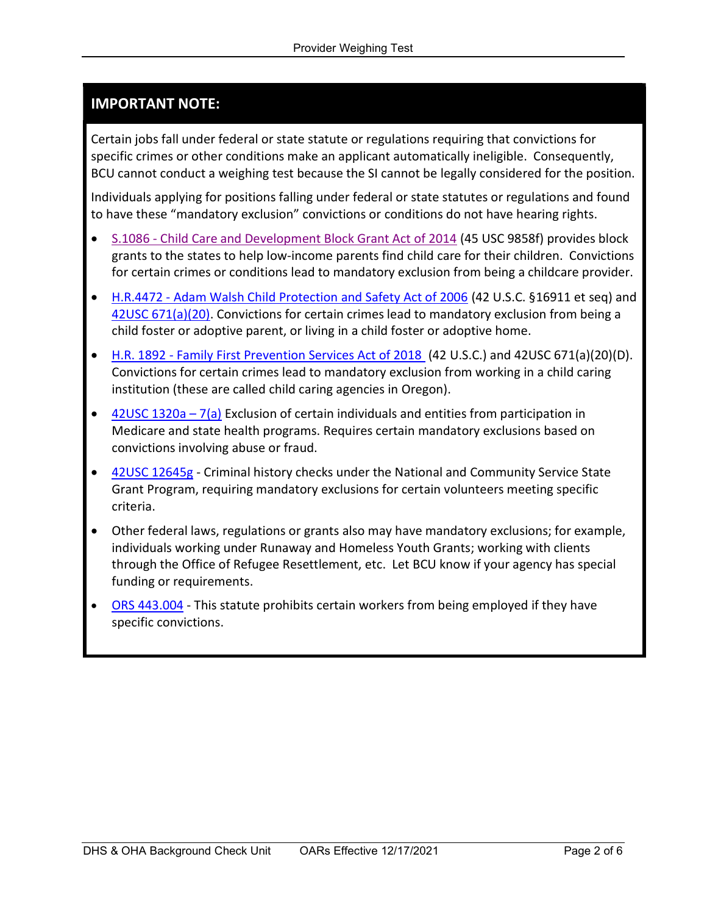## IMPORTANT NOTE:

Certain jobs fall under federal or state statute or regulations requiring that convictions for specific crimes or other conditions make an applicant automatically ineligible. Consequently, BCU cannot conduct a weighing test because the SI cannot be legally considered for the position.

Individuals applying for positions falling under federal or state statutes or regulations and found to have these "mandatory exclusion" convictions or conditions do not have hearing rights.

- S.1086 - Child Care and Development Block Grant Act of 2014 (45 USC 9858f) provides block grants to the states to help low-income parents find child care for their children. Convictions for certain crimes or conditions lead to mandatory exclusion from being a childcare provider.
- H.R.4472 - Adam Walsh Child Protection and Safety Act of 2006 (42 U.S.C. §16911 et seq) and 42USC 671(a)(20). Convictions for certain crimes lead to mandatory exclusion from being a child foster or adoptive parent, or living in a child foster or adoptive home.
- H.R. 1892 - Family First Prevention Services Act of 2018 (42 U.S.C.) and 42USC 671(a)(20)(D). Convictions for certain crimes lead to mandatory exclusion from working in a child caring institution (these are called child caring agencies in Oregon).
- 42USC 1320a – 7(a) Exclusion of certain individuals and entities from participation in Medicare and state health programs. Requires certain mandatory exclusions based on convictions involving abuse or fraud.
- 42USC 12645g - Criminal history checks under the National and Community Service State Grant Program, requiring mandatory exclusions for certain volunteers meeting specific criteria.
- Other federal laws, regulations or grants also may have mandatory exclusions; for example, individuals working under Runaway and Homeless Youth Grants; working with clients through the Office of Refugee Resettlement, etc. Let BCU know if your agency has special funding or requirements.
- ORS 443.004 - This statute prohibits certain workers from being employed if they have specific convictions.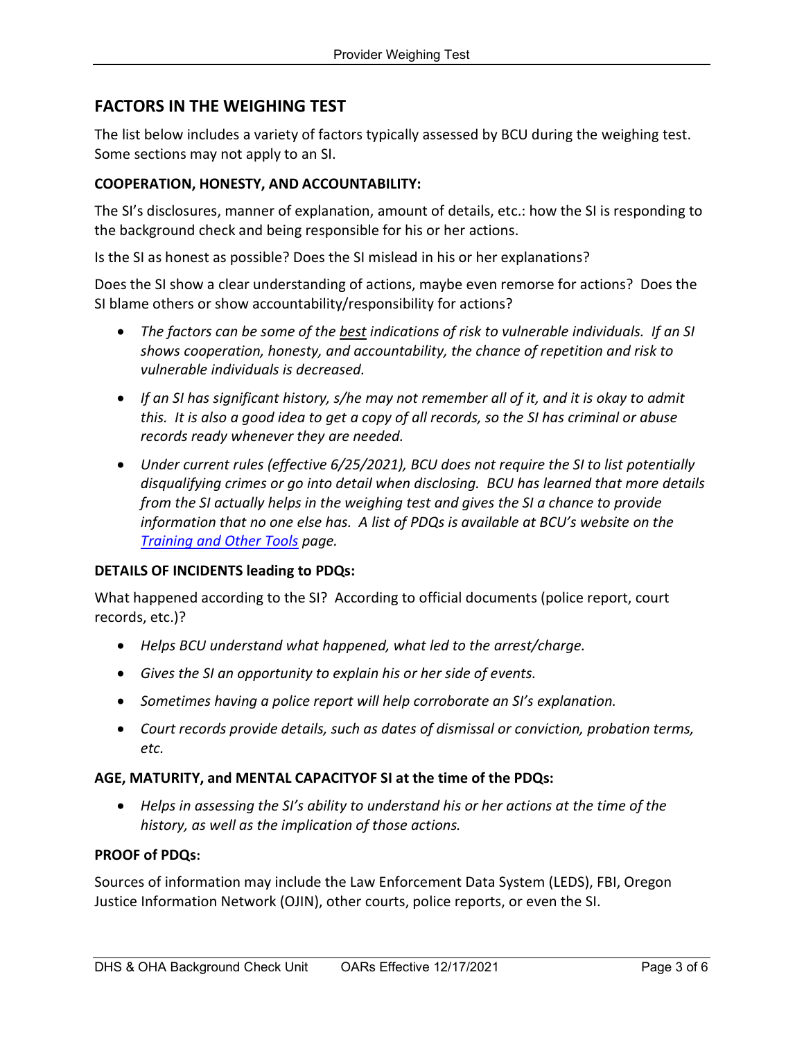## FACTORS IN THE WEIGHING TEST

The list below includes a variety of factors typically assessed by BCU during the weighing test. Some sections may not apply to an SI.

### COOPERATION, HONESTY, AND ACCOUNTABILITY:

The SI's disclosures, manner of explanation, amount of details, etc.: how the SI is responding to the background check and being responsible for his or her actions.

Is the SI as honest as possible? Does the SI mislead in his or her explanations?

Does the SI show a clear understanding of actions, maybe even remorse for actions? Does the SI blame others or show accountability/responsibility for actions?

- *The factors can be some of the* ***best*** *indications of risk to vulnerable individuals. If an SI shows cooperation, honesty, and accountability, the chance of repetition and risk to vulnerable individuals is decreased.*
- *If an SI has significant history, s/he may not remember all of it, and it is okay to admit this. It is also a good idea to get a copy of all records, so the SI has criminal or abuse records ready whenever they are needed.*
- *Under current rules (effective 6/25/2021), BCU does not require the SI to list potentially disqualifying crimes or go into detail when disclosing. BCU has learned that more details from the SI actually helps in the weighing test and gives the SI a chance to provide information that no one else has. A list of PDQs is available at BCU's website on the [Training and Other Tools] page.*

### DETAILS OF INCIDENTS leading to PDQs:

What happened according to the SI? According to official documents (police report, court records, etc.)?

- *Helps BCU understand what happened, what led to the arrest/charge.*
- *Gives the SI an opportunity to explain his or her side of events.*
- *Sometimes having a police report will help corroborate an SI's explanation.*
- *Court records provide details, such as dates of dismissal or conviction, probation terms, etc.*

### AGE, MATURITY, and MENTAL CAPACITYOF SI at the time of the PDQs:

- *Helps in assessing the SI's ability to understand his or her actions at the time of the history, as well as the implication of those actions.*

### PROOF of PDQs:

Sources of information may include the Law Enforcement Data System (LEDS), FBI, Oregon Justice Information Network (OJIN), other courts, police reports, or even the SI.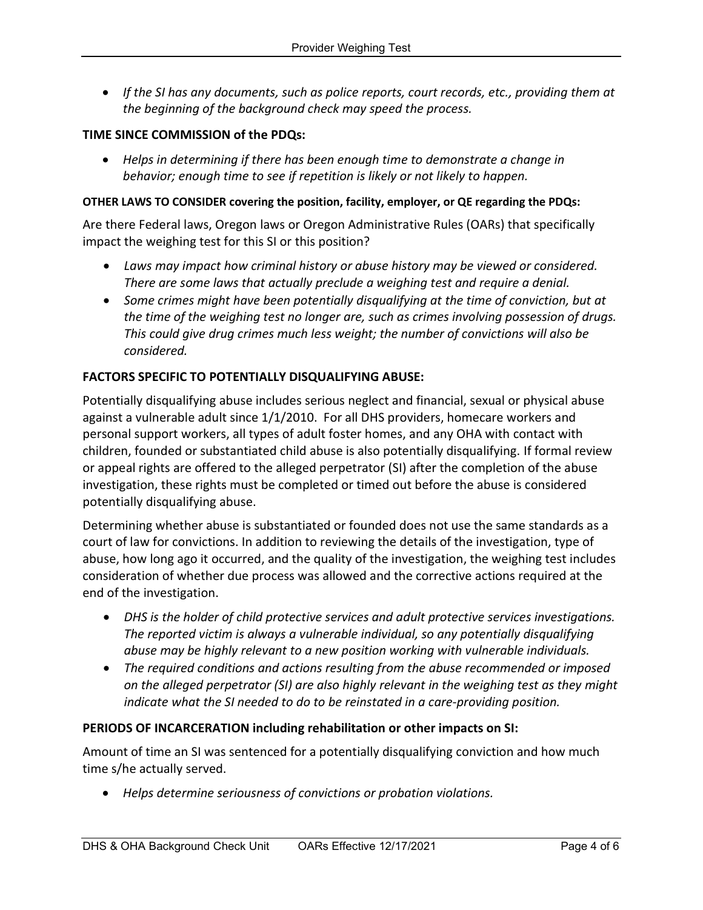- *If the SI has any documents, such as police reports, court records, etc., providing them at the beginning of the background check may speed the process.*

**TIME SINCE COMMISSION of the PDQs:**

- *Helps in determining if there has been enough time to demonstrate a change in behavior; enough time to see if repetition is likely or not likely to happen.*

**OTHER LAWS TO CONSIDER covering the position, facility, employer, or QE regarding the PDQs:**

Are there Federal laws, Oregon laws or Oregon Administrative Rules (OARs) that specifically impact the weighing test for this SI or this position?

- *Laws may impact how criminal history or abuse history may be viewed or considered. There are some laws that actually preclude a weighing test and require a denial.*
- *Some crimes might have been potentially disqualifying at the time of conviction, but at the time of the weighing test no longer are, such as crimes involving possession of drugs. This could give drug crimes much less weight; the number of convictions will also be considered.*

**FACTORS SPECIFIC TO POTENTIALLY DISQUALIFYING ABUSE:**

Potentially disqualifying abuse includes serious neglect and financial, sexual or physical abuse against a vulnerable adult since 1/1/2010. For all DHS providers, homecare workers and personal support workers, all types of adult foster homes, and any OHA with contact with children, founded or substantiated child abuse is also potentially disqualifying. If formal review or appeal rights are offered to the alleged perpetrator (SI) after the completion of the abuse investigation, these rights must be completed or timed out before the abuse is considered potentially disqualifying abuse.

Determining whether abuse is substantiated or founded does not use the same standards as a court of law for convictions. In addition to reviewing the details of the investigation, type of abuse, how long ago it occurred, and the quality of the investigation, the weighing test includes consideration of whether due process was allowed and the corrective actions required at the end of the investigation.

- *DHS is the holder of child protective services and adult protective services investigations. The reported victim is always a vulnerable individual, so any potentially disqualifying abuse may be highly relevant to a new position working with vulnerable individuals.*
- *The required conditions and actions resulting from the abuse recommended or imposed on the alleged perpetrator (SI) are also highly relevant in the weighing test as they might indicate what the SI needed to do to be reinstated in a care-providing position.*

**PERIODS OF INCARCERATION including rehabilitation or other impacts on SI:**

Amount of time an SI was sentenced for a potentially disqualifying conviction and how much time s/he actually served.

- *Helps determine seriousness of convictions or probation violations.*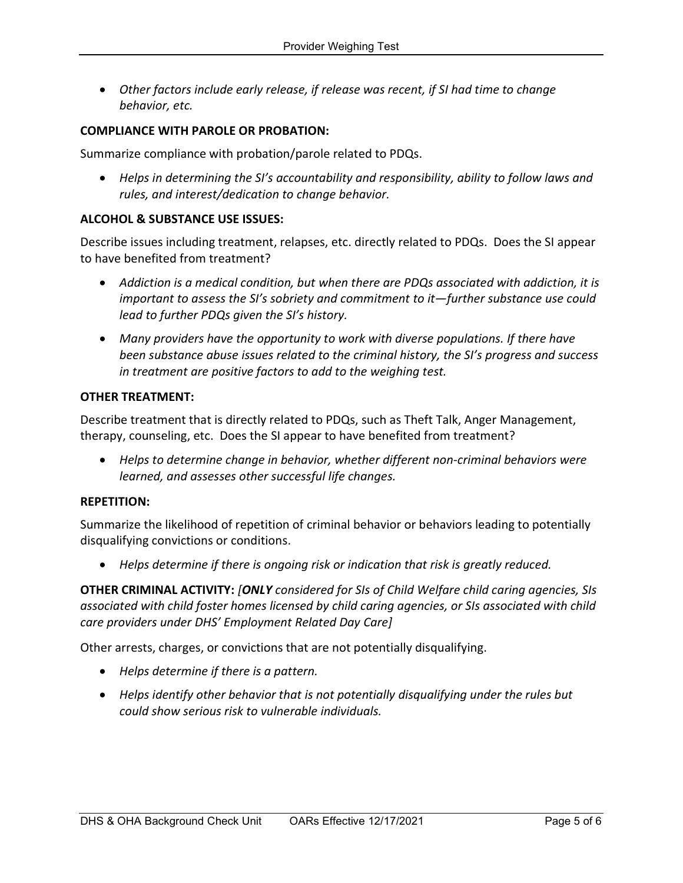- *Other factors include early release, if release was recent, if SI had time to change behavior, etc.*

**COMPLIANCE WITH PAROLE OR PROBATION:**

Summarize compliance with probation/parole related to PDQs.

- *Helps in determining the SI's accountability and responsibility, ability to follow laws and rules, and interest/dedication to change behavior.*

**ALCOHOL & SUBSTANCE USE ISSUES:**

Describe issues including treatment, relapses, etc. directly related to PDQs. Does the SI appear to have benefited from treatment?

- *Addiction is a medical condition, but when there are PDQs associated with addiction, it is important to assess the SI's sobriety and commitment to it—further substance use could lead to further PDQs given the SI's history.*
- *Many providers have the opportunity to work with diverse populations. If there have been substance abuse issues related to the criminal history, the SI's progress and success in treatment are positive factors to add to the weighing test.*

**OTHER TREATMENT:**

Describe treatment that is directly related to PDQs, such as Theft Talk, Anger Management, therapy, counseling, etc. Does the SI appear to have benefited from treatment?

- *Helps to determine change in behavior, whether different non-criminal behaviors were learned, and assesses other successful life changes.*

**REPETITION:**

Summarize the likelihood of repetition of criminal behavior or behaviors leading to potentially disqualifying convictions or conditions.

- *Helps determine if there is ongoing risk or indication that risk is greatly reduced.*

**OTHER CRIMINAL ACTIVITY:** *[**ONLY** considered for SIs of Child Welfare child caring agencies, SIs associated with child foster homes licensed by child caring agencies, or SIs associated with child care providers under DHS' Employment Related Day Care]*

Other arrests, charges, or convictions that are not potentially disqualifying.

- *Helps determine if there is a pattern.*
- *Helps identify other behavior that is not potentially disqualifying under the rules but could show serious risk to vulnerable individuals.*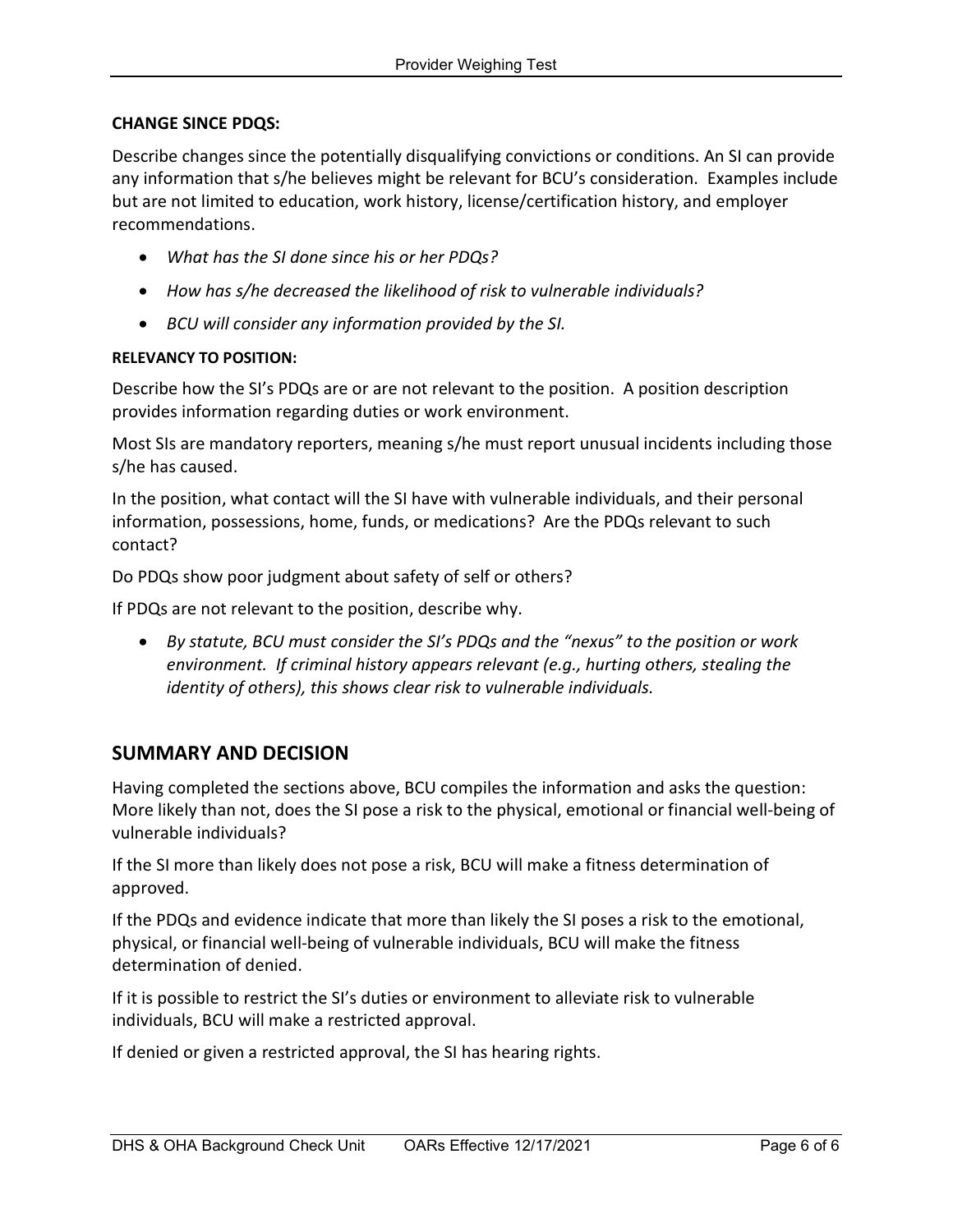**CHANGE SINCE PDQS:**

Describe changes since the potentially disqualifying convictions or conditions. An SI can provide any information that s/he believes might be relevant for BCU's consideration. Examples include but are not limited to education, work history, license/certification history, and employer recommendations.

- *What has the SI done since his or her PDQs?*
- *How has s/he decreased the likelihood of risk to vulnerable individuals?*
- *BCU will consider any information provided by the SI.*

**RELEVANCY TO POSITION:**

Describe how the SI's PDQs are or are not relevant to the position. A position description provides information regarding duties or work environment.

Most SIs are mandatory reporters, meaning s/he must report unusual incidents including those s/he has caused.

In the position, what contact will the SI have with vulnerable individuals, and their personal information, possessions, home, funds, or medications? Are the PDQs relevant to such contact?

Do PDQs show poor judgment about safety of self or others?

If PDQs are not relevant to the position, describe why.

- *By statute, BCU must consider the SI's PDQs and the "nexus" to the position or work environment. If criminal history appears relevant (e.g., hurting others, stealing the identity of others), this shows clear risk to vulnerable individuals.*

## SUMMARY AND DECISION

Having completed the sections above, BCU compiles the information and asks the question: More likely than not, does the SI pose a risk to the physical, emotional or financial well-being of vulnerable individuals?

If the SI more than likely does not pose a risk, BCU will make a fitness determination of approved.

If the PDQs and evidence indicate that more than likely the SI poses a risk to the emotional, physical, or financial well-being of vulnerable individuals, BCU will make the fitness determination of denied.

If it is possible to restrict the SI's duties or environment to alleviate risk to vulnerable individuals, BCU will make a restricted approval.

If denied or given a restricted approval, the SI has hearing rights.